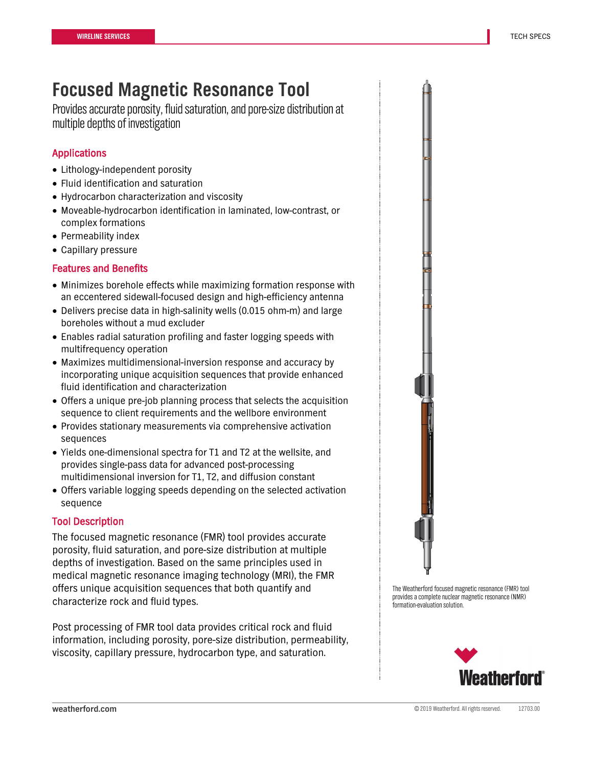# Focused Magnetic Resonance Tool

Provides accurate porosity, fluid saturation, and pore-size distribution at multiple depths of investigation

## Applications

- Lithology-independent porosity
- Fluid identification and saturation
- Hydrocarbon characterization and viscosity
- Moveable-hydrocarbon identification in laminated, low-contrast, or complex formations
- Permeability index
- Capillary pressure

## Features and Benefits

- Minimizes borehole effects while maximizing formation response with an eccentered sidewall-focused design and high-efficiency antenna
- Delivers precise data in high-salinity wells (0.015 ohm-m) and large boreholes without a mud excluder
- Enables radial saturation profiling and faster logging speeds with multifrequency operation
- Maximizes multidimensional-inversion response and accuracy by incorporating unique acquisition sequences that provide enhanced fluid identification and characterization
- Offers a unique pre-job planning process that selects the acquisition sequence to client requirements and the wellbore environment
- Provides stationary measurements via comprehensive activation sequences
- Yields one-dimensional spectra for T1 and T2 at the wellsite, and provides single-pass data for advanced post-processing multidimensional inversion for T1, T2, and diffusion constant
- Offers variable logging speeds depending on the selected activation sequence

## Tool Description

The focused magnetic resonance (FMR) tool provides accurate porosity, fluid saturation, and pore-size distribution at multiple depths of investigation. Based on the same principles used in medical magnetic resonance imaging technology (MRI), the FMR offers unique acquisition sequences that both quantify and characterize rock and fluid types.

Post processing of FMR tool data provides critical rock and fluid information, including porosity, pore-size distribution, permeability, viscosity, capillary pressure, hydrocarbon type, and saturation.

The Weatherford focused magnetic resonance (FMR) tool provides a complete nuclear magnetic resonance (NMR) formation-evaluation solution.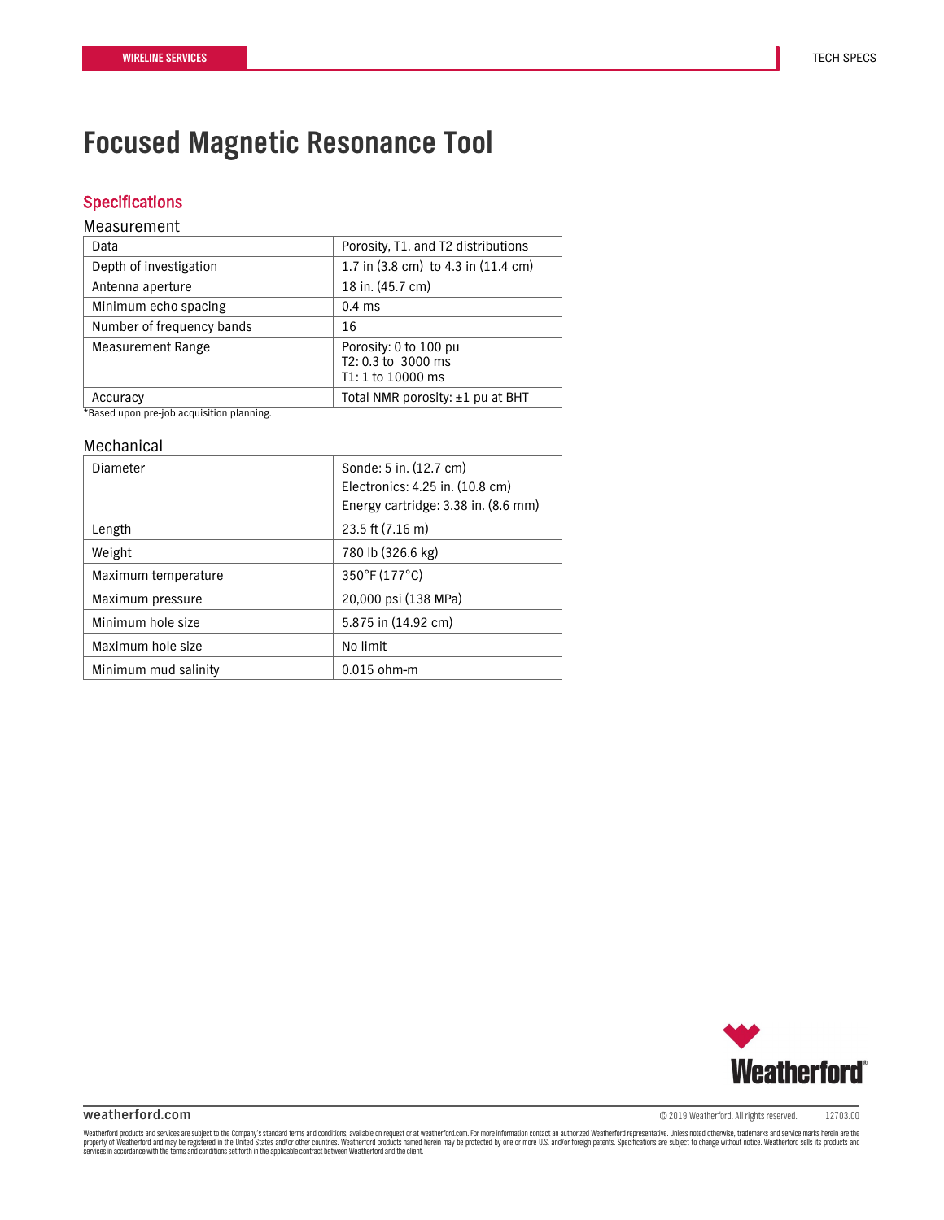# Focused Magnetic Resonance Tool

## Specifications

### Measurement

| | |
|---|---|
| Data | Porosity, T1, and T2 distributions |
| Depth of investigation | 1.7 in (3.8 cm) to 4.3 in (11.4 cm) |
| Antenna aperture | 18 in. (45.7 cm) |
| Minimum echo spacing | 0.4 ms |
| Number of frequency bands | 16 |
| Measurement Range | Porosity: 0 to 100 pu<br>T2: 0.3 to 3000 ms<br>T1: 1 to 10000 ms |
| Accuracy | Total NMR porosity: ±1 pu at BHT |

*Based upon pre-job acquisition planning.

### Mechanical

| | |
|---|---|
| Diameter | Sonde: 5 in. (12.7 cm)<br>Electronics: 4.25 in. (10.8 cm)<br>Energy cartridge: 3.38 in. (8.6 mm) |
| Length | 23.5 ft (7.16 m) |
| Weight | 780 lb (326.6 kg) |
| Maximum temperature | 350°F (177°C) |
| Maximum pressure | 20,000 psi (138 MPa) |
| Minimum hole size | 5.875 in (14.92 cm) |
| Maximum hole size | No limit |
| Minimum mud salinity | 0.015 ohm-m |

weatherford.com

© 2019 Weatherford. All rights reserved. 12703.00

Weatherford products and services are subject to the Company's standard terms and conditions, available on request or at weatherford.com. For more information contact an authorized Weatherford representative. Unless noted otherwise, trademarks and service marks herein are the property of Weatherford and may be registered in the United States and/or other countries. Weatherford products named herein may be protected by one or more U.S. and/or foreign patents. Specifications are subject to change without notice. Weatherford sells its products and services in accordance with the terms and conditions set forth in the applicable contract between Weatherford and the client.